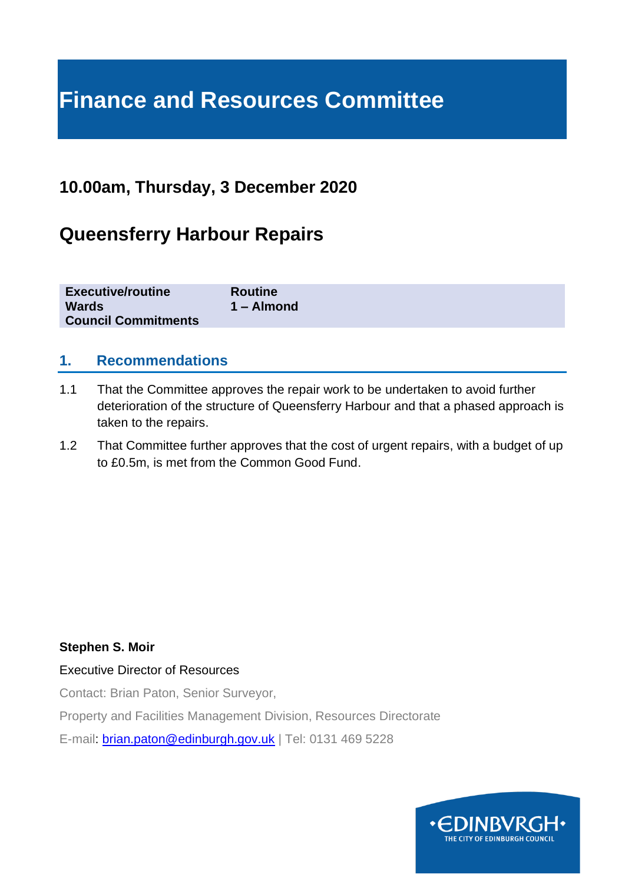# Finance and Resources Committee

## 10.00am, Thursday, 3 December 2020

## Queensferry Harbour Repairs

| | |
|---|---|
| **Executive/routine** | **Routine** |
| **Wards** | **1 – Almond** |
| **Council Commitments** | |

## 1. Recommendations

1.1 That the Committee approves the repair work to be undertaken to avoid further deterioration of the structure of Queensferry Harbour and that a phased approach is taken to the repairs.

1.2 That Committee further approves that the cost of urgent repairs, with a budget of up to £0.5m, is met from the Common Good Fund.

**Stephen S. Moir**

Executive Director of Resources

Contact: Brian Paton, Senior Surveyor,

Property and Facilities Management Division, Resources Directorate

E-mail: brian.paton@edinburgh.gov.uk | Tel: 0131 469 5228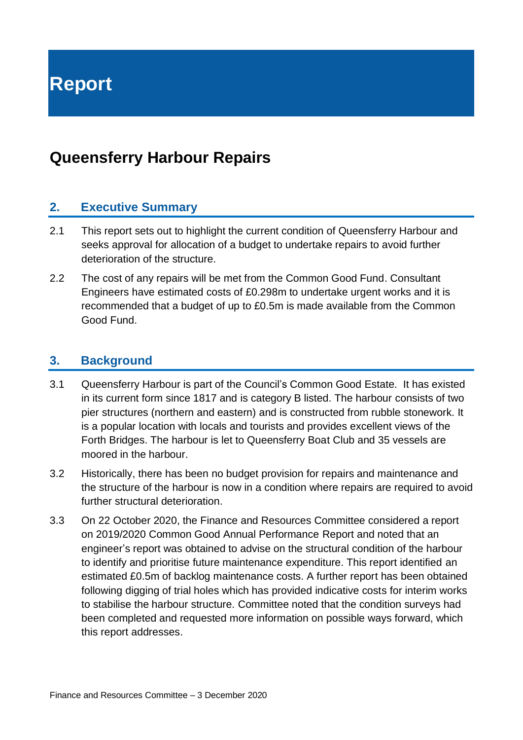# Report

## Queensferry Harbour Repairs

### 2. Executive Summary

2.1 This report sets out to highlight the current condition of Queensferry Harbour and seeks approval for allocation of a budget to undertake repairs to avoid further deterioration of the structure.

2.2 The cost of any repairs will be met from the Common Good Fund. Consultant Engineers have estimated costs of £0.298m to undertake urgent works and it is recommended that a budget of up to £0.5m is made available from the Common Good Fund.

### 3. Background

3.1 Queensferry Harbour is part of the Council's Common Good Estate. It has existed in its current form since 1817 and is category B listed. The harbour consists of two pier structures (northern and eastern) and is constructed from rubble stonework. It is a popular location with locals and tourists and provides excellent views of the Forth Bridges. The harbour is let to Queensferry Boat Club and 35 vessels are moored in the harbour.

3.2 Historically, there has been no budget provision for repairs and maintenance and the structure of the harbour is now in a condition where repairs are required to avoid further structural deterioration.

3.3 On 22 October 2020, the Finance and Resources Committee considered a report on 2019/2020 Common Good Annual Performance Report and noted that an engineer's report was obtained to advise on the structural condition of the harbour to identify and prioritise future maintenance expenditure. This report identified an estimated £0.5m of backlog maintenance costs. A further report has been obtained following digging of trial holes which has provided indicative costs for interim works to stabilise the harbour structure. Committee noted that the condition surveys had been completed and requested more information on possible ways forward, which this report addresses.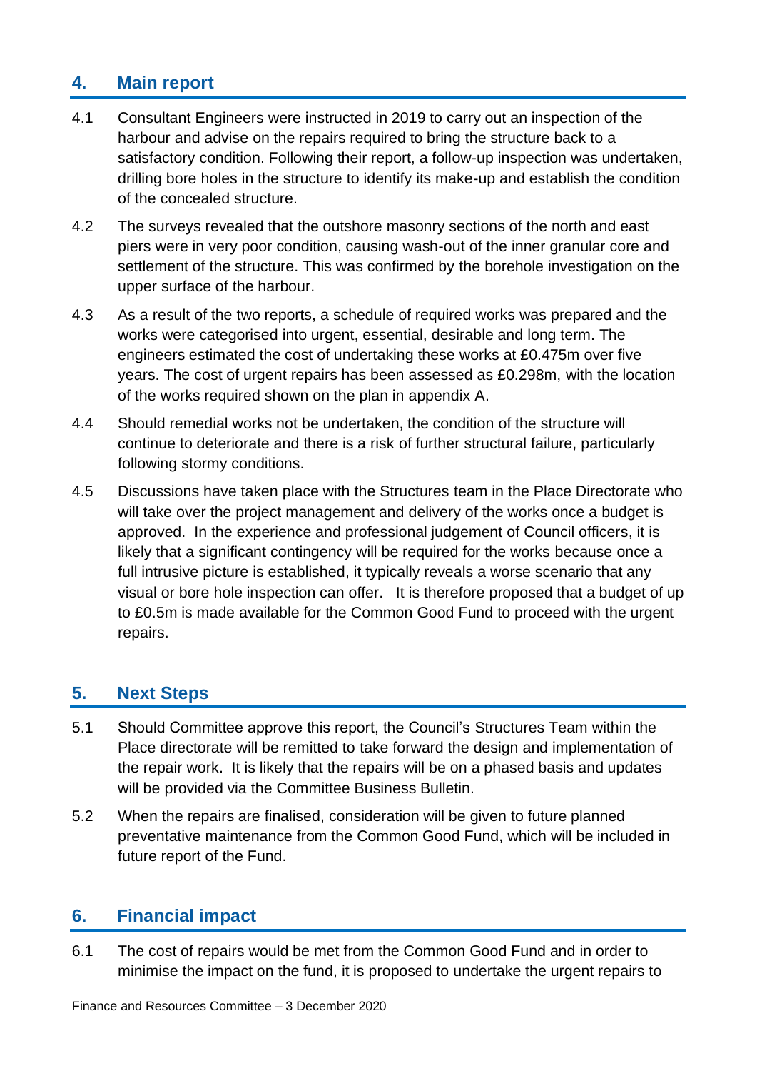## 4. Main report

4.1 Consultant Engineers were instructed in 2019 to carry out an inspection of the harbour and advise on the repairs required to bring the structure back to a satisfactory condition. Following their report, a follow-up inspection was undertaken, drilling bore holes in the structure to identify its make-up and establish the condition of the concealed structure.

4.2 The surveys revealed that the outshore masonry sections of the north and east piers were in very poor condition, causing wash-out of the inner granular core and settlement of the structure. This was confirmed by the borehole investigation on the upper surface of the harbour.

4.3 As a result of the two reports, a schedule of required works was prepared and the works were categorised into urgent, essential, desirable and long term. The engineers estimated the cost of undertaking these works at £0.475m over five years. The cost of urgent repairs has been assessed as £0.298m, with the location of the works required shown on the plan in appendix A.

4.4 Should remedial works not be undertaken, the condition of the structure will continue to deteriorate and there is a risk of further structural failure, particularly following stormy conditions.

4.5 Discussions have taken place with the Structures team in the Place Directorate who will take over the project management and delivery of the works once a budget is approved. In the experience and professional judgement of Council officers, it is likely that a significant contingency will be required for the works because once a full intrusive picture is established, it typically reveals a worse scenario that any visual or bore hole inspection can offer. It is therefore proposed that a budget of up to £0.5m is made available for the Common Good Fund to proceed with the urgent repairs.

## 5. Next Steps

5.1 Should Committee approve this report, the Council's Structures Team within the Place directorate will be remitted to take forward the design and implementation of the repair work. It is likely that the repairs will be on a phased basis and updates will be provided via the Committee Business Bulletin.

5.2 When the repairs are finalised, consideration will be given to future planned preventative maintenance from the Common Good Fund, which will be included in future report of the Fund.

## 6. Financial impact

6.1 The cost of repairs would be met from the Common Good Fund and in order to minimise the impact on the fund, it is proposed to undertake the urgent repairs to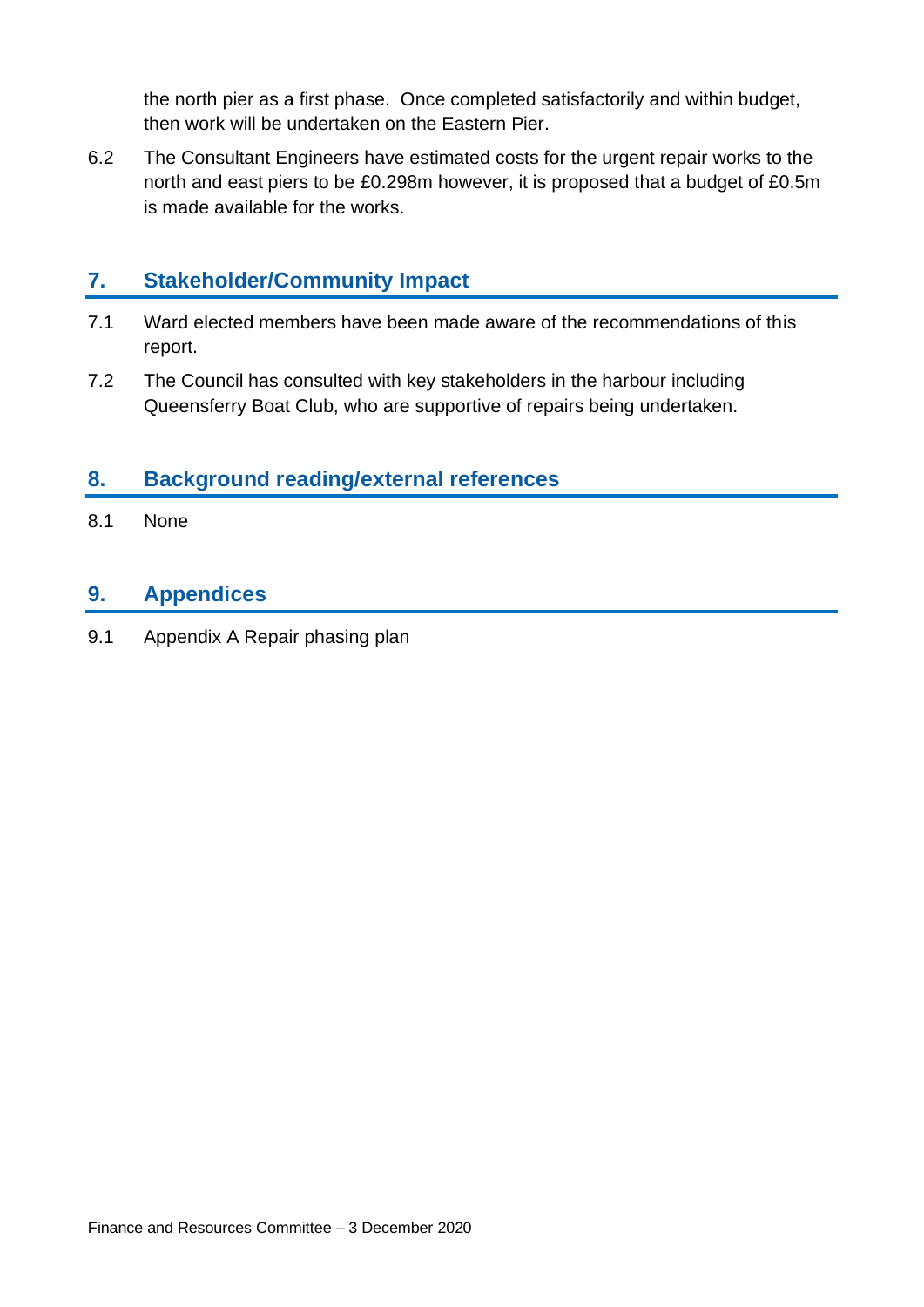the north pier as a first phase. Once completed satisfactorily and within budget, then work will be undertaken on the Eastern Pier.

6.2 The Consultant Engineers have estimated costs for the urgent repair works to the north and east piers to be £0.298m however, it is proposed that a budget of £0.5m is made available for the works.

## 7. Stakeholder/Community Impact

7.1 Ward elected members have been made aware of the recommendations of this report.

7.2 The Council has consulted with key stakeholders in the harbour including Queensferry Boat Club, who are supportive of repairs being undertaken.

## 8. Background reading/external references

8.1 None

## 9. Appendices

9.1 Appendix A Repair phasing plan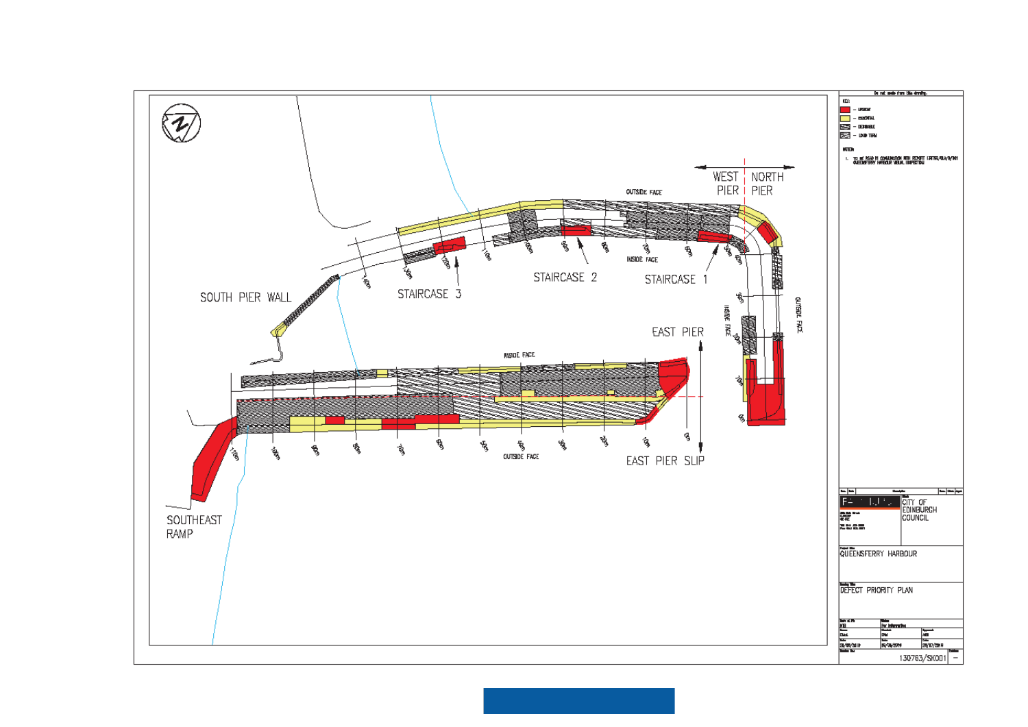SOUTH PIER WALL

STAIRCASE 3

STAIRCASE 2

STAIRCASE 1

OUTSIDE FACE

INSIDE FACE

WEST PIER

NORTH PIER

OUTSIDE FACE

INSIDE FACE

EAST PIER

INSIDE FACE

OUTSIDE FACE

EAST PIER SLIP

SOUTHEAST RAMP

0m 10m 20m 30m 40m 50m 60m 70m 80m 90m 100m 110m

Do not scale from this drawing.

KEY:

- URGENT
- ESSENTIAL
- DESIRABLE
- LONG TERM

NOTES:

1. TO BE READ IN CONJUNCTION WITH REPORT 130763/GLA/R/001 QUEENSFERRY HARBOUR VISUAL INSPECTION

CITY OF EDINBURGH COUNCIL

QUEENSFERRY HARBOUR

DEFECT PRIORITY PLAN

For Information

130763/SK001